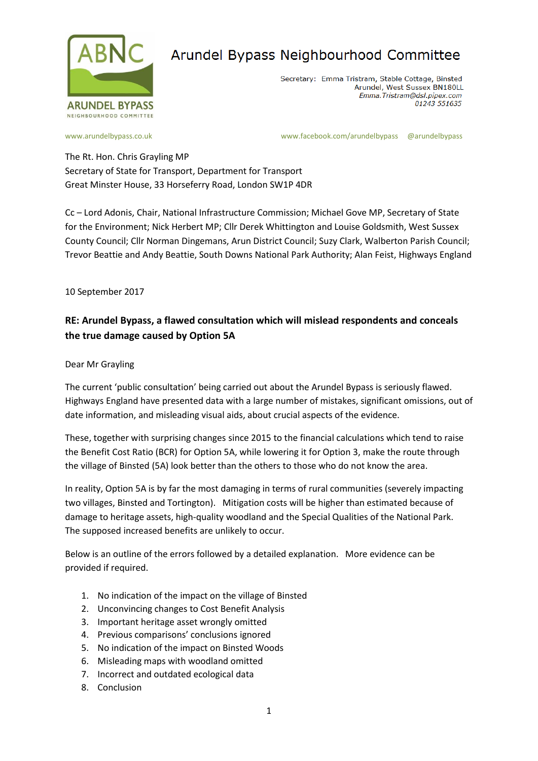# Arundel Bypass Neighbourhood Committee

Secretary: Emma Tristram, Stable Cottage, Binsted
Arundel, West Sussex BN180LL
*Emma.Tristram@dsl.pipex.com*
*01243 551635*

www.arundelbypass.co.uk www.facebook.com/arundelbypass @arundelbypass

The Rt. Hon. Chris Grayling MP
Secretary of State for Transport, Department for Transport
Great Minster House, 33 Horseferry Road, London SW1P 4DR

Cc – Lord Adonis, Chair, National Infrastructure Commission; Michael Gove MP, Secretary of State for the Environment; Nick Herbert MP; Cllr Derek Whittington and Louise Goldsmith, West Sussex County Council; Cllr Norman Dingemans, Arun District Council; Suzy Clark, Walberton Parish Council; Trevor Beattie and Andy Beattie, South Downs National Park Authority; Alan Feist, Highways England

10 September 2017

**RE: Arundel Bypass, a flawed consultation which will mislead respondents and conceals the true damage caused by Option 5A**

Dear Mr Grayling

The current 'public consultation' being carried out about the Arundel Bypass is seriously flawed. Highways England have presented data with a large number of mistakes, significant omissions, out of date information, and misleading visual aids, about crucial aspects of the evidence.

These, together with surprising changes since 2015 to the financial calculations which tend to raise the Benefit Cost Ratio (BCR) for Option 5A, while lowering it for Option 3, make the route through the village of Binsted (5A) look better than the others to those who do not know the area.

In reality, Option 5A is by far the most damaging in terms of rural communities (severely impacting two villages, Binsted and Tortington). Mitigation costs will be higher than estimated because of damage to heritage assets, high-quality woodland and the Special Qualities of the National Park. The supposed increased benefits are unlikely to occur.

Below is an outline of the errors followed by a detailed explanation. More evidence can be provided if required.

1. No indication of the impact on the village of Binsted
2. Unconvincing changes to Cost Benefit Analysis
3. Important heritage asset wrongly omitted
4. Previous comparisons' conclusions ignored
5. No indication of the impact on Binsted Woods
6. Misleading maps with woodland omitted
7. Incorrect and outdated ecological data
8. Conclusion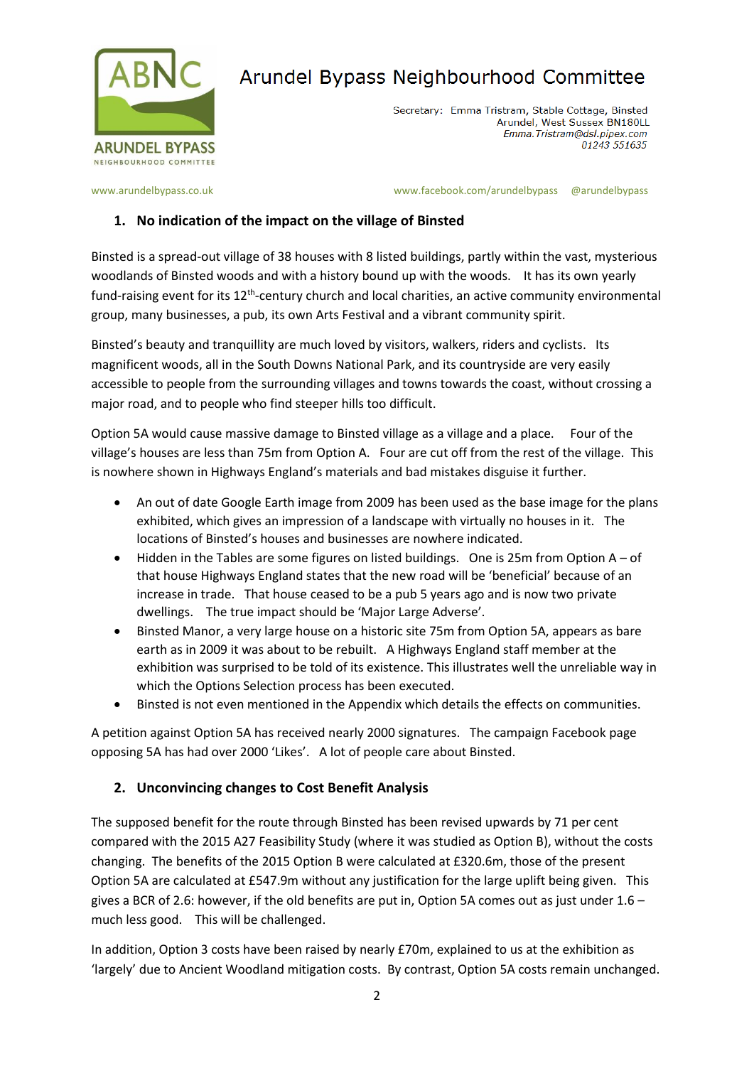# Arundel Bypass Neighbourhood Committee

Secretary: Emma Tristram, Stable Cottage, Binsted
Arundel, West Sussex BN180LL
*Emma.Tristram@dsl.pipex.com*
*01243 551635*

www.arundelbypass.co.uk www.facebook.com/arundelbypass @arundelbypass

## 1. No indication of the impact on the village of Binsted

Binsted is a spread-out village of 38 houses with 8 listed buildings, partly within the vast, mysterious woodlands of Binsted woods and with a history bound up with the woods. It has its own yearly fund-raising event for its 12th-century church and local charities, an active community environmental group, many businesses, a pub, its own Arts Festival and a vibrant community spirit.

Binsted's beauty and tranquillity are much loved by visitors, walkers, riders and cyclists. Its magnificent woods, all in the South Downs National Park, and its countryside are very easily accessible to people from the surrounding villages and towns towards the coast, without crossing a major road, and to people who find steeper hills too difficult.

Option 5A would cause massive damage to Binsted village as a village and a place. Four of the village's houses are less than 75m from Option A. Four are cut off from the rest of the village. This is nowhere shown in Highways England's materials and bad mistakes disguise it further.

- An out of date Google Earth image from 2009 has been used as the base image for the plans exhibited, which gives an impression of a landscape with virtually no houses in it. The locations of Binsted's houses and businesses are nowhere indicated.
- Hidden in the Tables are some figures on listed buildings. One is 25m from Option A – of that house Highways England states that the new road will be 'beneficial' because of an increase in trade. That house ceased to be a pub 5 years ago and is now two private dwellings. The true impact should be 'Major Large Adverse'.
- Binsted Manor, a very large house on a historic site 75m from Option 5A, appears as bare earth as in 2009 it was about to be rebuilt. A Highways England staff member at the exhibition was surprised to be told of its existence. This illustrates well the unreliable way in which the Options Selection process has been executed.
- Binsted is not even mentioned in the Appendix which details the effects on communities.

A petition against Option 5A has received nearly 2000 signatures. The campaign Facebook page opposing 5A has had over 2000 'Likes'. A lot of people care about Binsted.

## 2. Unconvincing changes to Cost Benefit Analysis

The supposed benefit for the route through Binsted has been revised upwards by 71 per cent compared with the 2015 A27 Feasibility Study (where it was studied as Option B), without the costs changing. The benefits of the 2015 Option B were calculated at £320.6m, those of the present Option 5A are calculated at £547.9m without any justification for the large uplift being given. This gives a BCR of 2.6: however, if the old benefits are put in, Option 5A comes out as just under 1.6 – much less good. This will be challenged.

In addition, Option 3 costs have been raised by nearly £70m, explained to us at the exhibition as 'largely' due to Ancient Woodland mitigation costs. By contrast, Option 5A costs remain unchanged.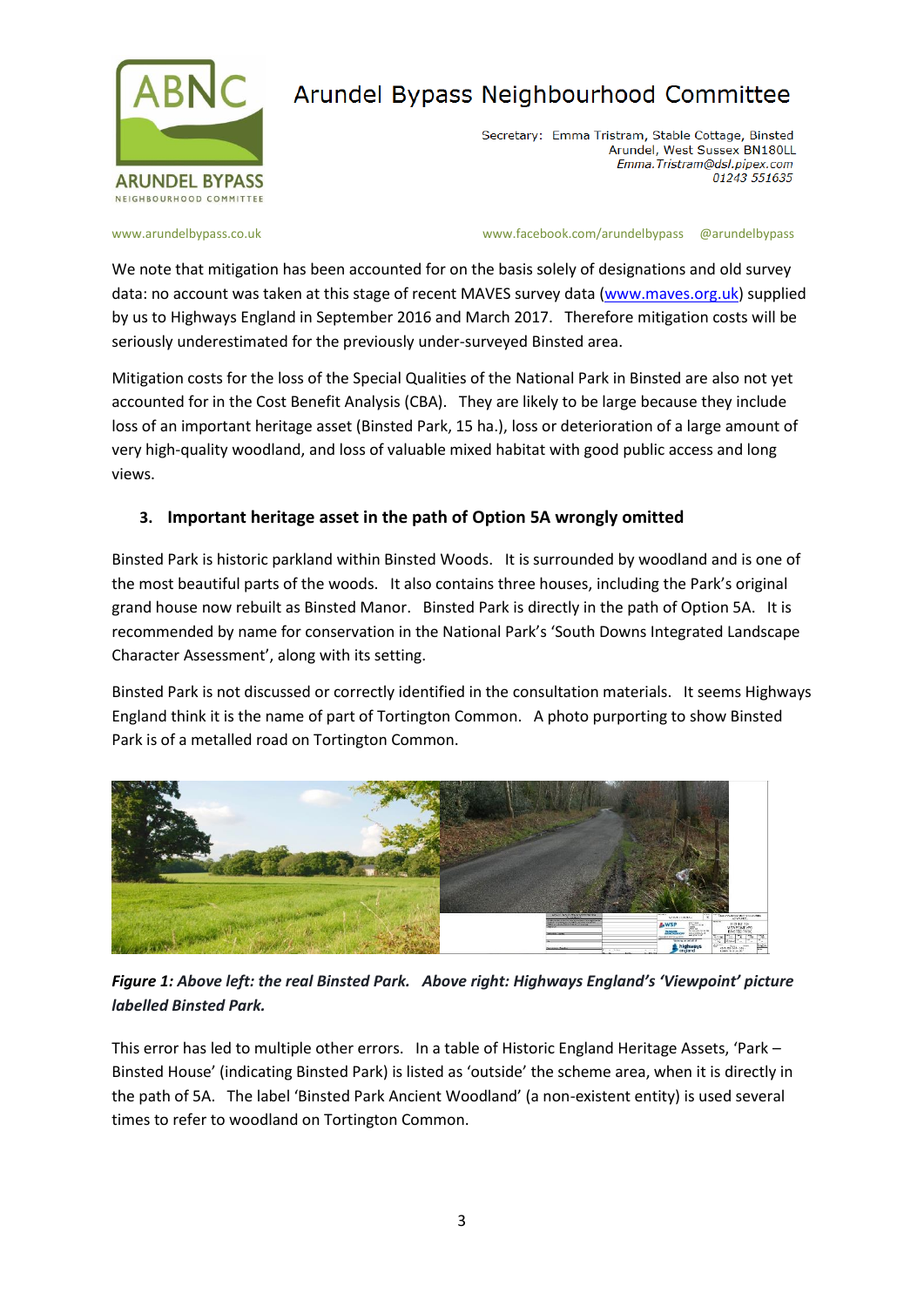We note that mitigation has been accounted for on the basis solely of designations and old survey data: no account was taken at this stage of recent MAVES survey data ([www.maves.org.uk](www.maves.org.uk)) supplied by us to Highways England in September 2016 and March 2017. Therefore mitigation costs will be seriously underestimated for the previously under-surveyed Binsted area.

Mitigation costs for the loss of the Special Qualities of the National Park in Binsted are also not yet accounted for in the Cost Benefit Analysis (CBA). They are likely to be large because they include loss of an important heritage asset (Binsted Park, 15 ha.), loss or deterioration of a large amount of very high-quality woodland, and loss of valuable mixed habitat with good public access and long views.

### 3. Important heritage asset in the path of Option 5A wrongly omitted

Binsted Park is historic parkland within Binsted Woods. It is surrounded by woodland and is one of the most beautiful parts of the woods. It also contains three houses, including the Park's original grand house now rebuilt as Binsted Manor. Binsted Park is directly in the path of Option 5A. It is recommended by name for conservation in the National Park's 'South Downs Integrated Landscape Character Assessment', along with its setting.

Binsted Park is not discussed or correctly identified in the consultation materials. It seems Highways England think it is the name of part of Tortington Common. A photo purporting to show Binsted Park is of a metalled road on Tortington Common.

***Figure 1: Above left: the real Binsted Park. Above right: Highways England's 'Viewpoint' picture labelled Binsted Park.***

This error has led to multiple other errors. In a table of Historic England Heritage Assets, 'Park – Binsted House' (indicating Binsted Park) is listed as 'outside' the scheme area, when it is directly in the path of 5A. The label 'Binsted Park Ancient Woodland' (a non-existent entity) is used several times to refer to woodland on Tortington Common.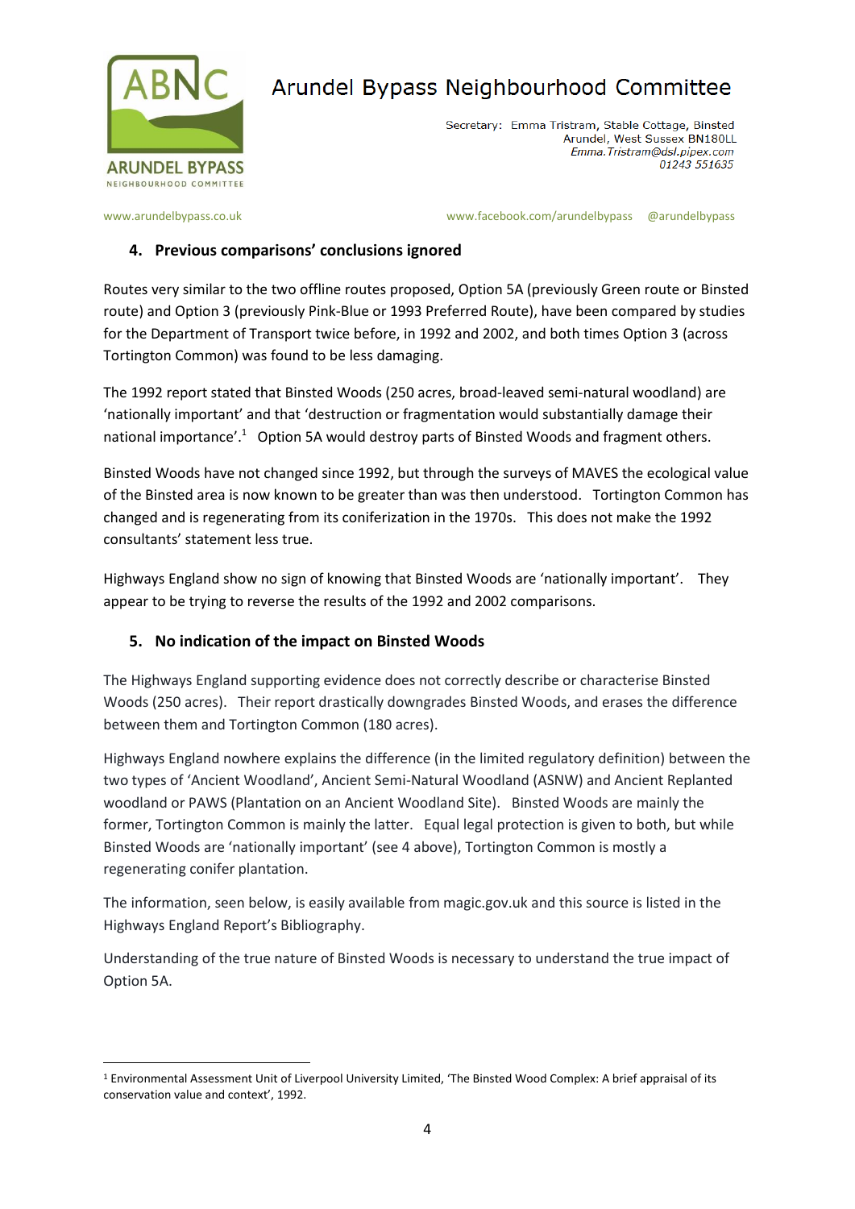## 4. Previous comparisons' conclusions ignored

Routes very similar to the two offline routes proposed, Option 5A (previously Green route or Binsted route) and Option 3 (previously Pink-Blue or 1993 Preferred Route), have been compared by studies for the Department of Transport twice before, in 1992 and 2002, and both times Option 3 (across Tortington Common) was found to be less damaging.

The 1992 report stated that Binsted Woods (250 acres, broad-leaved semi-natural woodland) are 'nationally important' and that 'destruction or fragmentation would substantially damage their national importance'.[1] Option 5A would destroy parts of Binsted Woods and fragment others.

Binsted Woods have not changed since 1992, but through the surveys of MAVES the ecological value of the Binsted area is now known to be greater than was then understood. Tortington Common has changed and is regenerating from its coniferization in the 1970s. This does not make the 1992 consultants' statement less true.

Highways England show no sign of knowing that Binsted Woods are 'nationally important'. They appear to be trying to reverse the results of the 1992 and 2002 comparisons.

## 5. No indication of the impact on Binsted Woods

The Highways England supporting evidence does not correctly describe or characterise Binsted Woods (250 acres). Their report drastically downgrades Binsted Woods, and erases the difference between them and Tortington Common (180 acres).

Highways England nowhere explains the difference (in the limited regulatory definition) between the two types of 'Ancient Woodland', Ancient Semi-Natural Woodland (ASNW) and Ancient Replanted woodland or PAWS (Plantation on an Ancient Woodland Site). Binsted Woods are mainly the former, Tortington Common is mainly the latter. Equal legal protection is given to both, but while Binsted Woods are 'nationally important' (see 4 above), Tortington Common is mostly a regenerating conifer plantation.

The information, seen below, is easily available from magic.gov.uk and this source is listed in the Highways England Report's Bibliography.

Understanding of the true nature of Binsted Woods is necessary to understand the true impact of Option 5A.

---

[1] Environmental Assessment Unit of Liverpool University Limited, 'The Binsted Wood Complex: A brief appraisal of its conservation value and context', 1992.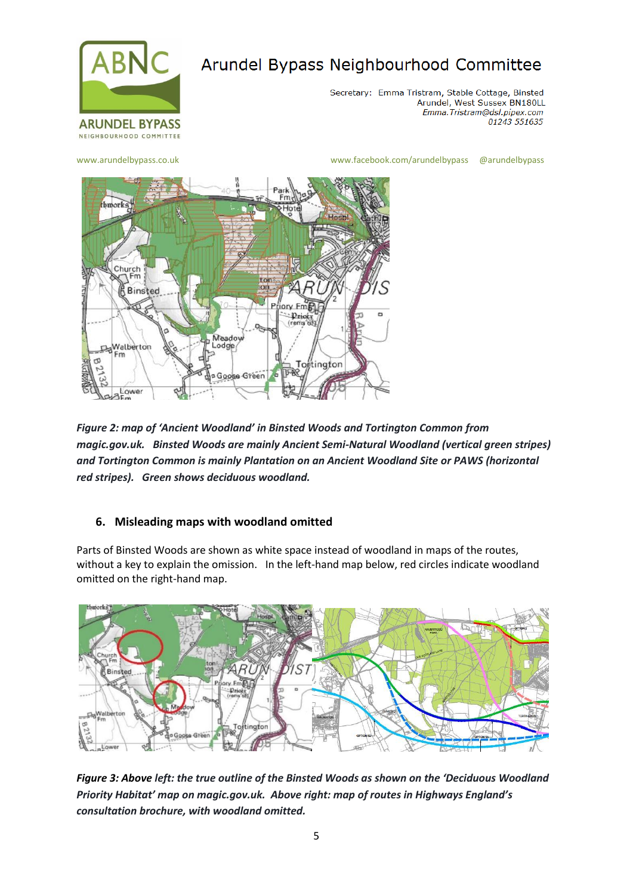*Figure 2: map of 'Ancient Woodland' in Binsted Woods and Tortington Common from magic.gov.uk. Binsted Woods are mainly Ancient Semi-Natural Woodland (vertical green stripes) and Tortington Common is mainly Plantation on an Ancient Woodland Site or PAWS (horizontal red stripes). Green shows deciduous woodland.*

## 6. Misleading maps with woodland omitted

Parts of Binsted Woods are shown as white space instead of woodland in maps of the routes, without a key to explain the omission. In the left-hand map below, red circles indicate woodland omitted on the right-hand map.

*Figure 3: Above left: the true outline of the Binsted Woods as shown on the 'Deciduous Woodland Priority Habitat' map on magic.gov.uk. Above right: map of routes in Highways England's consultation brochure, with woodland omitted.*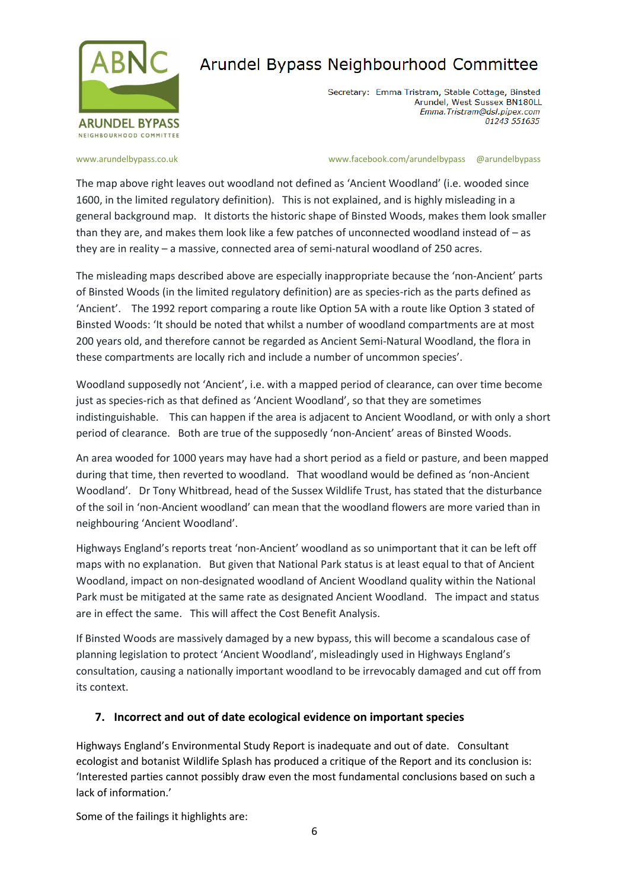The map above right leaves out woodland not defined as 'Ancient Woodland' (i.e. wooded since 1600, in the limited regulatory definition). This is not explained, and is highly misleading in a general background map. It distorts the historic shape of Binsted Woods, makes them look smaller than they are, and makes them look like a few patches of unconnected woodland instead of – as they are in reality – a massive, connected area of semi-natural woodland of 250 acres.

The misleading maps described above are especially inappropriate because the 'non-Ancient' parts of Binsted Woods (in the limited regulatory definition) are as species-rich as the parts defined as 'Ancient'. The 1992 report comparing a route like Option 5A with a route like Option 3 stated of Binsted Woods: 'It should be noted that whilst a number of woodland compartments are at most 200 years old, and therefore cannot be regarded as Ancient Semi-Natural Woodland, the flora in these compartments are locally rich and include a number of uncommon species'.

Woodland supposedly not 'Ancient', i.e. with a mapped period of clearance, can over time become just as species-rich as that defined as 'Ancient Woodland', so that they are sometimes indistinguishable. This can happen if the area is adjacent to Ancient Woodland, or with only a short period of clearance. Both are true of the supposedly 'non-Ancient' areas of Binsted Woods.

An area wooded for 1000 years may have had a short period as a field or pasture, and been mapped during that time, then reverted to woodland. That woodland would be defined as 'non-Ancient Woodland'. Dr Tony Whitbread, head of the Sussex Wildlife Trust, has stated that the disturbance of the soil in 'non-Ancient woodland' can mean that the woodland flowers are more varied than in neighbouring 'Ancient Woodland'.

Highways England's reports treat 'non-Ancient' woodland as so unimportant that it can be left off maps with no explanation. But given that National Park status is at least equal to that of Ancient Woodland, impact on non-designated woodland of Ancient Woodland quality within the National Park must be mitigated at the same rate as designated Ancient Woodland. The impact and status are in effect the same. This will affect the Cost Benefit Analysis.

If Binsted Woods are massively damaged by a new bypass, this will become a scandalous case of planning legislation to protect 'Ancient Woodland', misleadingly used in Highways England's consultation, causing a nationally important woodland to be irrevocably damaged and cut off from its context.

## 7. Incorrect and out of date ecological evidence on important species

Highways England's Environmental Study Report is inadequate and out of date. Consultant ecologist and botanist Wildlife Splash has produced a critique of the Report and its conclusion is: 'Interested parties cannot possibly draw even the most fundamental conclusions based on such a lack of information.'

Some of the failings it highlights are: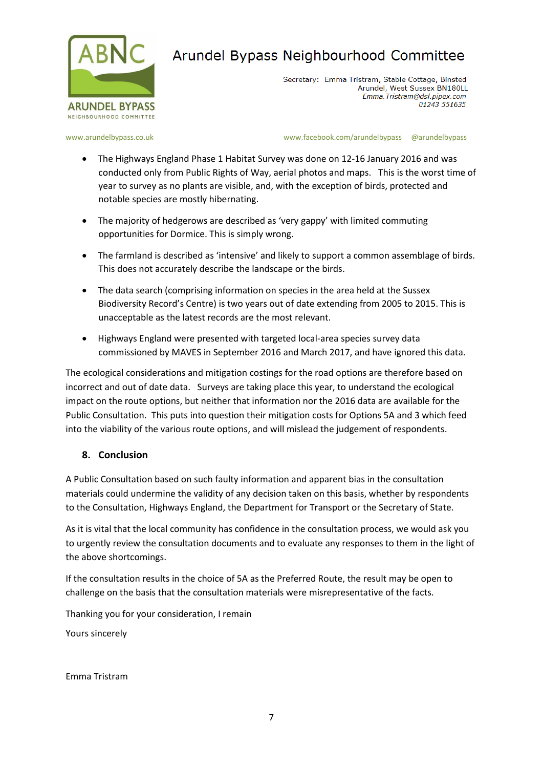- The Highways England Phase 1 Habitat Survey was done on 12-16 January 2016 and was conducted only from Public Rights of Way, aerial photos and maps. This is the worst time of year to survey as no plants are visible, and, with the exception of birds, protected and notable species are mostly hibernating.
- The majority of hedgerows are described as 'very gappy' with limited commuting opportunities for Dormice. This is simply wrong.
- The farmland is described as 'intensive' and likely to support a common assemblage of birds. This does not accurately describe the landscape or the birds.
- The data search (comprising information on species in the area held at the Sussex Biodiversity Record's Centre) is two years out of date extending from 2005 to 2015. This is unacceptable as the latest records are the most relevant.
- Highways England were presented with targeted local-area species survey data commissioned by MAVES in September 2016 and March 2017, and have ignored this data.

The ecological considerations and mitigation costings for the road options are therefore based on incorrect and out of date data. Surveys are taking place this year, to understand the ecological impact on the route options, but neither that information nor the 2016 data are available for the Public Consultation. This puts into question their mitigation costs for Options 5A and 3 which feed into the viability of the various route options, and will mislead the judgement of respondents.

## 8. Conclusion

A Public Consultation based on such faulty information and apparent bias in the consultation materials could undermine the validity of any decision taken on this basis, whether by respondents to the Consultation, Highways England, the Department for Transport or the Secretary of State.

As it is vital that the local community has confidence in the consultation process, we would ask you to urgently review the consultation documents and to evaluate any responses to them in the light of the above shortcomings.

If the consultation results in the choice of 5A as the Preferred Route, the result may be open to challenge on the basis that the consultation materials were misrepresentative of the facts.

Thanking you for your consideration, I remain

Yours sincerely

Emma Tristram